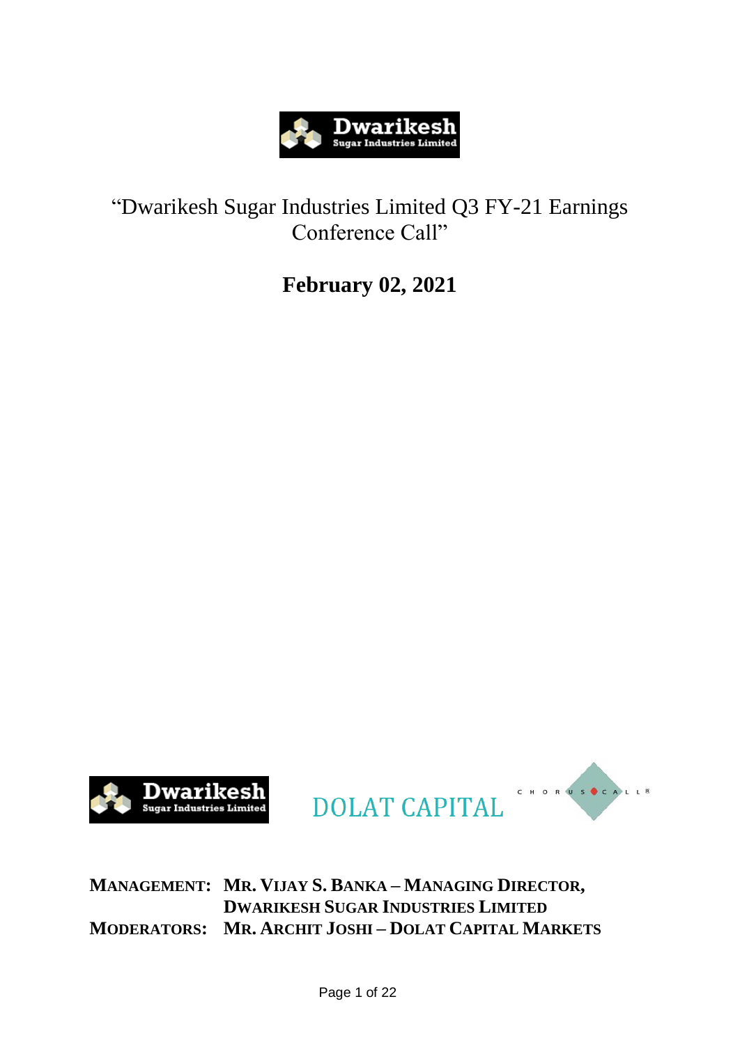# "Dwarikesh Sugar Industries Limited Q3 FY-21 Earnings Conference Call"

## February 02, 2021

**MANAGEMENT: MR. VIJAY S. BANKA – MANAGING DIRECTOR, DWARIKESH SUGAR INDUSTRIES LIMITED**

**MODERATORS: MR. ARCHIT JOSHI – DOLAT CAPITAL MARKETS**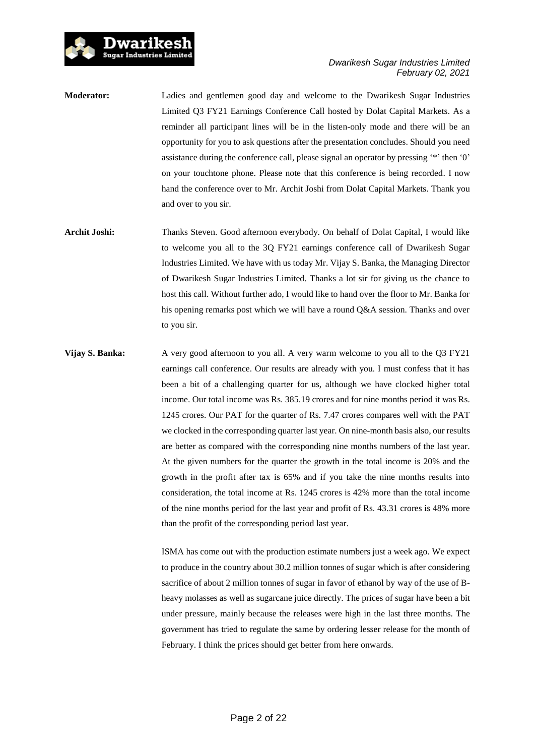**Moderator:** Ladies and gentlemen good day and welcome to the Dwarikesh Sugar Industries Limited Q3 FY21 Earnings Conference Call hosted by Dolat Capital Markets. As a reminder all participant lines will be in the listen-only mode and there will be an opportunity for you to ask questions after the presentation concludes. Should you need assistance during the conference call, please signal an operator by pressing '*' then '0' on your touchtone phone. Please note that this conference is being recorded. I now hand the conference over to Mr. Archit Joshi from Dolat Capital Markets. Thank you and over to you sir.

**Archit Joshi:** Thanks Steven. Good afternoon everybody. On behalf of Dolat Capital, I would like to welcome you all to the 3Q FY21 earnings conference call of Dwarikesh Sugar Industries Limited. We have with us today Mr. Vijay S. Banka, the Managing Director of Dwarikesh Sugar Industries Limited. Thanks a lot sir for giving us the chance to host this call. Without further ado, I would like to hand over the floor to Mr. Banka for his opening remarks post which we will have a round Q&A session. Thanks and over to you sir.

**Vijay S. Banka:** A very good afternoon to you all. A very warm welcome to you all to the Q3 FY21 earnings call conference. Our results are already with you. I must confess that it has been a bit of a challenging quarter for us, although we have clocked higher total income. Our total income was Rs. 385.19 crores and for nine months period it was Rs. 1245 crores. Our PAT for the quarter of Rs. 7.47 crores compares well with the PAT we clocked in the corresponding quarter last year. On nine-month basis also, our results are better as compared with the corresponding nine months numbers of the last year. At the given numbers for the quarter the growth in the total income is 20% and the growth in the profit after tax is 65% and if you take the nine months results into consideration, the total income at Rs. 1245 crores is 42% more than the total income of the nine months period for the last year and profit of Rs. 43.31 crores is 48% more than the profit of the corresponding period last year.

ISMA has come out with the production estimate numbers just a week ago. We expect to produce in the country about 30.2 million tonnes of sugar which is after considering sacrifice of about 2 million tonnes of sugar in favor of ethanol by way of the use of B-heavy molasses as well as sugarcane juice directly. The prices of sugar have been a bit under pressure, mainly because the releases were high in the last three months. The government has tried to regulate the same by ordering lesser release for the month of February. I think the prices should get better from here onwards.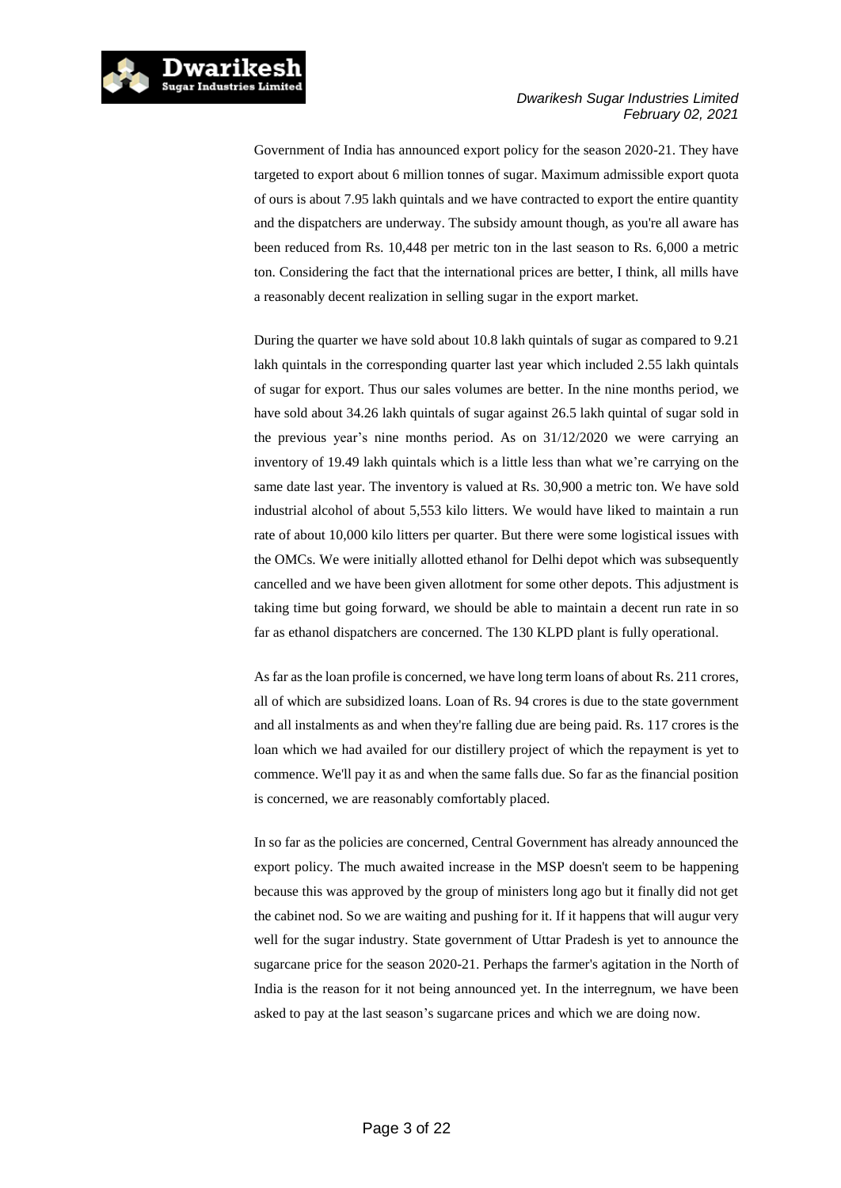Government of India has announced export policy for the season 2020-21. They have targeted to export about 6 million tonnes of sugar. Maximum admissible export quota of ours is about 7.95 lakh quintals and we have contracted to export the entire quantity and the dispatchers are underway. The subsidy amount though, as you're all aware has been reduced from Rs. 10,448 per metric ton in the last season to Rs. 6,000 a metric ton. Considering the fact that the international prices are better, I think, all mills have a reasonably decent realization in selling sugar in the export market.

During the quarter we have sold about 10.8 lakh quintals of sugar as compared to 9.21 lakh quintals in the corresponding quarter last year which included 2.55 lakh quintals of sugar for export. Thus our sales volumes are better. In the nine months period, we have sold about 34.26 lakh quintals of sugar against 26.5 lakh quintal of sugar sold in the previous year's nine months period. As on 31/12/2020 we were carrying an inventory of 19.49 lakh quintals which is a little less than what we're carrying on the same date last year. The inventory is valued at Rs. 30,900 a metric ton. We have sold industrial alcohol of about 5,553 kilo litters. We would have liked to maintain a run rate of about 10,000 kilo litters per quarter. But there were some logistical issues with the OMCs. We were initially allotted ethanol for Delhi depot which was subsequently cancelled and we have been given allotment for some other depots. This adjustment is taking time but going forward, we should be able to maintain a decent run rate in so far as ethanol dispatchers are concerned. The 130 KLPD plant is fully operational.

As far as the loan profile is concerned, we have long term loans of about Rs. 211 crores, all of which are subsidized loans. Loan of Rs. 94 crores is due to the state government and all instalments as and when they're falling due are being paid. Rs. 117 crores is the loan which we had availed for our distillery project of which the repayment is yet to commence. We'll pay it as and when the same falls due. So far as the financial position is concerned, we are reasonably comfortably placed.

In so far as the policies are concerned, Central Government has already announced the export policy. The much awaited increase in the MSP doesn't seem to be happening because this was approved by the group of ministers long ago but it finally did not get the cabinet nod. So we are waiting and pushing for it. If it happens that will augur very well for the sugar industry. State government of Uttar Pradesh is yet to announce the sugarcane price for the season 2020-21. Perhaps the farmer's agitation in the North of India is the reason for it not being announced yet. In the interregnum, we have been asked to pay at the last season's sugarcane prices and which we are doing now.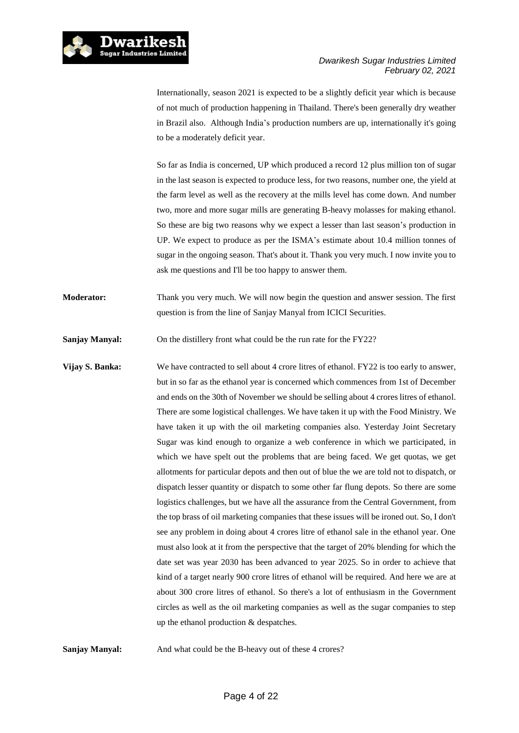Internationally, season 2021 is expected to be a slightly deficit year which is because of not much of production happening in Thailand. There's been generally dry weather in Brazil also. Although India's production numbers are up, internationally it's going to be a moderately deficit year.

So far as India is concerned, UP which produced a record 12 plus million ton of sugar in the last season is expected to produce less, for two reasons, number one, the yield at the farm level as well as the recovery at the mills level has come down. And number two, more and more sugar mills are generating B-heavy molasses for making ethanol. So these are big two reasons why we expect a lesser than last season's production in UP. We expect to produce as per the ISMA's estimate about 10.4 million tonnes of sugar in the ongoing season. That's about it. Thank you very much. I now invite you to ask me questions and I'll be too happy to answer them.

**Moderator:** Thank you very much. We will now begin the question and answer session. The first question is from the line of Sanjay Manyal from ICICI Securities.

**Sanjay Manyal:** On the distillery front what could be the run rate for the FY22?

**Vijay S. Banka:** We have contracted to sell about 4 crore litres of ethanol. FY22 is too early to answer, but in so far as the ethanol year is concerned which commences from 1st of December and ends on the 30th of November we should be selling about 4 crores litres of ethanol. There are some logistical challenges. We have taken it up with the Food Ministry. We have taken it up with the oil marketing companies also. Yesterday Joint Secretary Sugar was kind enough to organize a web conference in which we participated, in which we have spelt out the problems that are being faced. We get quotas, we get allotments for particular depots and then out of blue the we are told not to dispatch, or dispatch lesser quantity or dispatch to some other far flung depots. So there are some logistics challenges, but we have all the assurance from the Central Government, from the top brass of oil marketing companies that these issues will be ironed out. So, I don't see any problem in doing about 4 crores litre of ethanol sale in the ethanol year. One must also look at it from the perspective that the target of 20% blending for which the date set was year 2030 has been advanced to year 2025. So in order to achieve that kind of a target nearly 900 crore litres of ethanol will be required. And here we are at about 300 crore litres of ethanol. So there's a lot of enthusiasm in the Government circles as well as the oil marketing companies as well as the sugar companies to step up the ethanol production & despatches.

**Sanjay Manyal:** And what could be the B-heavy out of these 4 crores?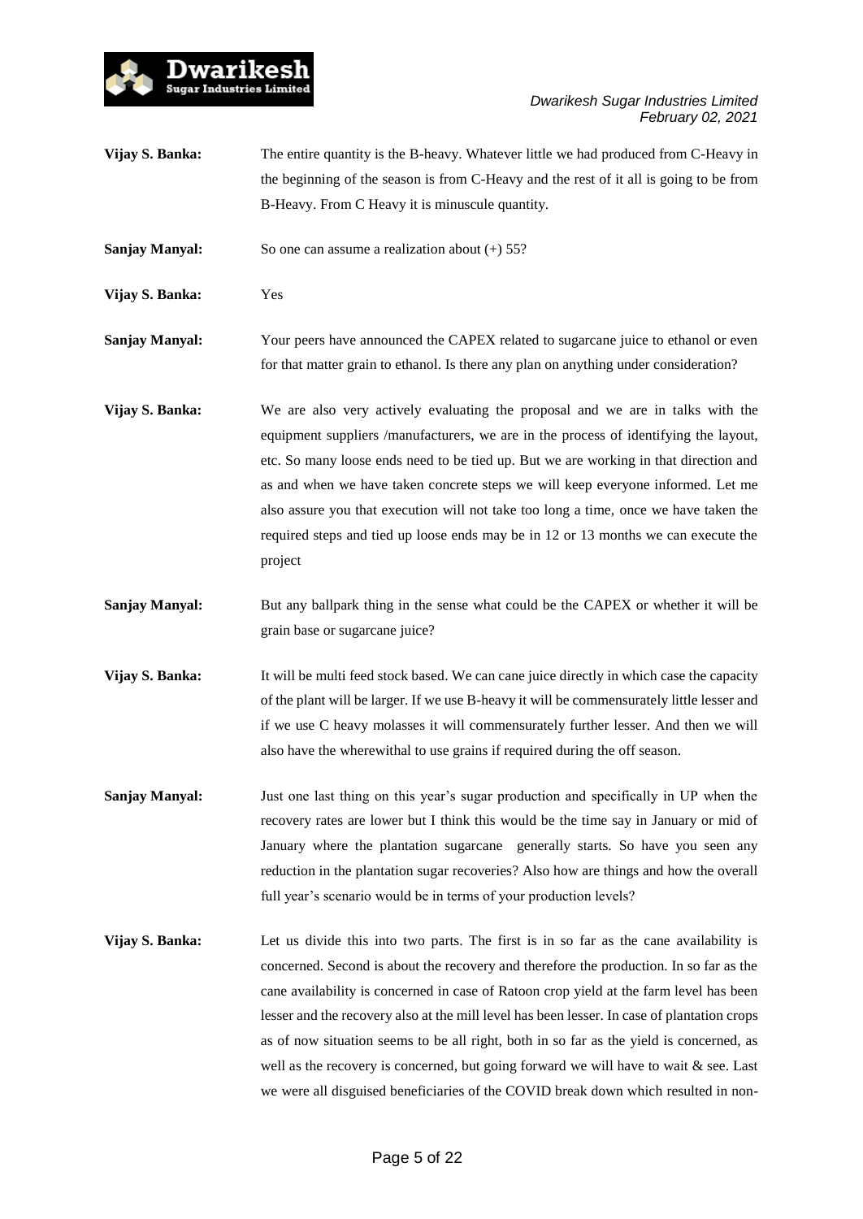**Vijay S. Banka:** The entire quantity is the B-heavy. Whatever little we had produced from C-Heavy in the beginning of the season is from C-Heavy and the rest of it all is going to be from B-Heavy. From C Heavy it is minuscule quantity.

**Sanjay Manyal:** So one can assume a realization about (+) 55?

**Vijay S. Banka:** Yes

**Sanjay Manyal:** Your peers have announced the CAPEX related to sugarcane juice to ethanol or even for that matter grain to ethanol. Is there any plan on anything under consideration?

**Vijay S. Banka:** We are also very actively evaluating the proposal and we are in talks with the equipment suppliers /manufacturers, we are in the process of identifying the layout, etc. So many loose ends need to be tied up. But we are working in that direction and as and when we have taken concrete steps we will keep everyone informed. Let me also assure you that execution will not take too long a time, once we have taken the required steps and tied up loose ends may be in 12 or 13 months we can execute the project

**Sanjay Manyal:** But any ballpark thing in the sense what could be the CAPEX or whether it will be grain base or sugarcane juice?

**Vijay S. Banka:** It will be multi feed stock based. We can cane juice directly in which case the capacity of the plant will be larger. If we use B-heavy it will be commensurately little lesser and if we use C heavy molasses it will commensurately further lesser. And then we will also have the wherewithal to use grains if required during the off season.

**Sanjay Manyal:** Just one last thing on this year's sugar production and specifically in UP when the recovery rates are lower but I think this would be the time say in January or mid of January where the plantation sugarcane generally starts. So have you seen any reduction in the plantation sugar recoveries? Also how are things and how the overall full year's scenario would be in terms of your production levels?

**Vijay S. Banka:** Let us divide this into two parts. The first is in so far as the cane availability is concerned. Second is about the recovery and therefore the production. In so far as the cane availability is concerned in case of Ratoon crop yield at the farm level has been lesser and the recovery also at the mill level has been lesser. In case of plantation crops as of now situation seems to be all right, both in so far as the yield is concerned, as well as the recovery is concerned, but going forward we will have to wait & see. Last we were all disguised beneficiaries of the COVID break down which resulted in non-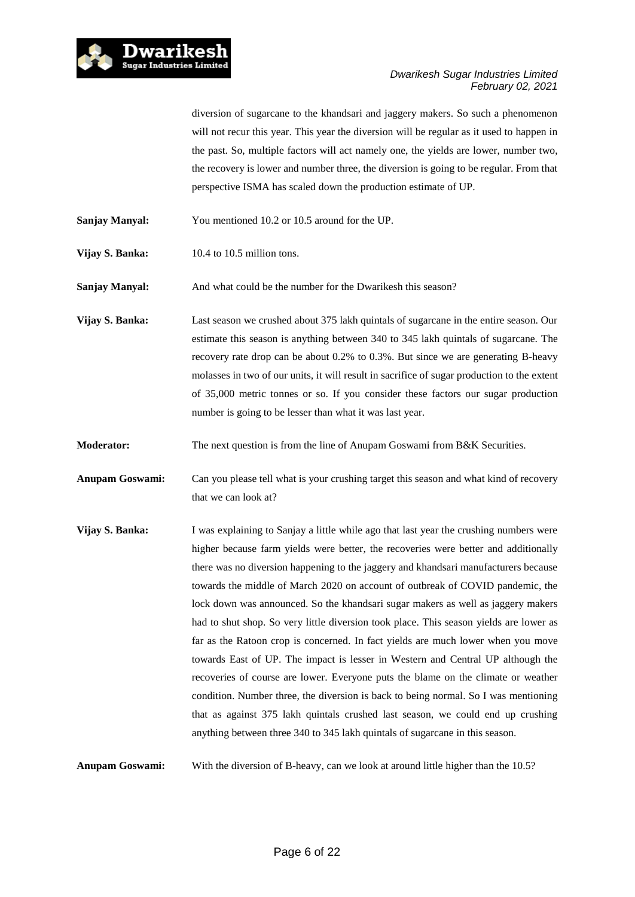diversion of sugarcane to the khandsari and jaggery makers. So such a phenomenon will not recur this year. This year the diversion will be regular as it used to happen in the past. So, multiple factors will act namely one, the yields are lower, number two, the recovery is lower and number three, the diversion is going to be regular. From that perspective ISMA has scaled down the production estimate of UP.

**Sanjay Manyal:** You mentioned 10.2 or 10.5 around for the UP.

**Vijay S. Banka:** 10.4 to 10.5 million tons.

**Sanjay Manyal:** And what could be the number for the Dwarikesh this season?

**Vijay S. Banka:** Last season we crushed about 375 lakh quintals of sugarcane in the entire season. Our estimate this season is anything between 340 to 345 lakh quintals of sugarcane. The recovery rate drop can be about 0.2% to 0.3%. But since we are generating B-heavy molasses in two of our units, it will result in sacrifice of sugar production to the extent of 35,000 metric tonnes or so. If you consider these factors our sugar production number is going to be lesser than what it was last year.

**Moderator:** The next question is from the line of Anupam Goswami from B&K Securities.

**Anupam Goswami:** Can you please tell what is your crushing target this season and what kind of recovery that we can look at?

**Vijay S. Banka:** I was explaining to Sanjay a little while ago that last year the crushing numbers were higher because farm yields were better, the recoveries were better and additionally there was no diversion happening to the jaggery and khandsari manufacturers because towards the middle of March 2020 on account of outbreak of COVID pandemic, the lock down was announced. So the khandsari sugar makers as well as jaggery makers had to shut shop. So very little diversion took place. This season yields are lower as far as the Ratoon crop is concerned. In fact yields are much lower when you move towards East of UP. The impact is lesser in Western and Central UP although the recoveries of course are lower. Everyone puts the blame on the climate or weather condition. Number three, the diversion is back to being normal. So I was mentioning that as against 375 lakh quintals crushed last season, we could end up crushing anything between three 340 to 345 lakh quintals of sugarcane in this season.

**Anupam Goswami:** With the diversion of B-heavy, can we look at around little higher than the 10.5?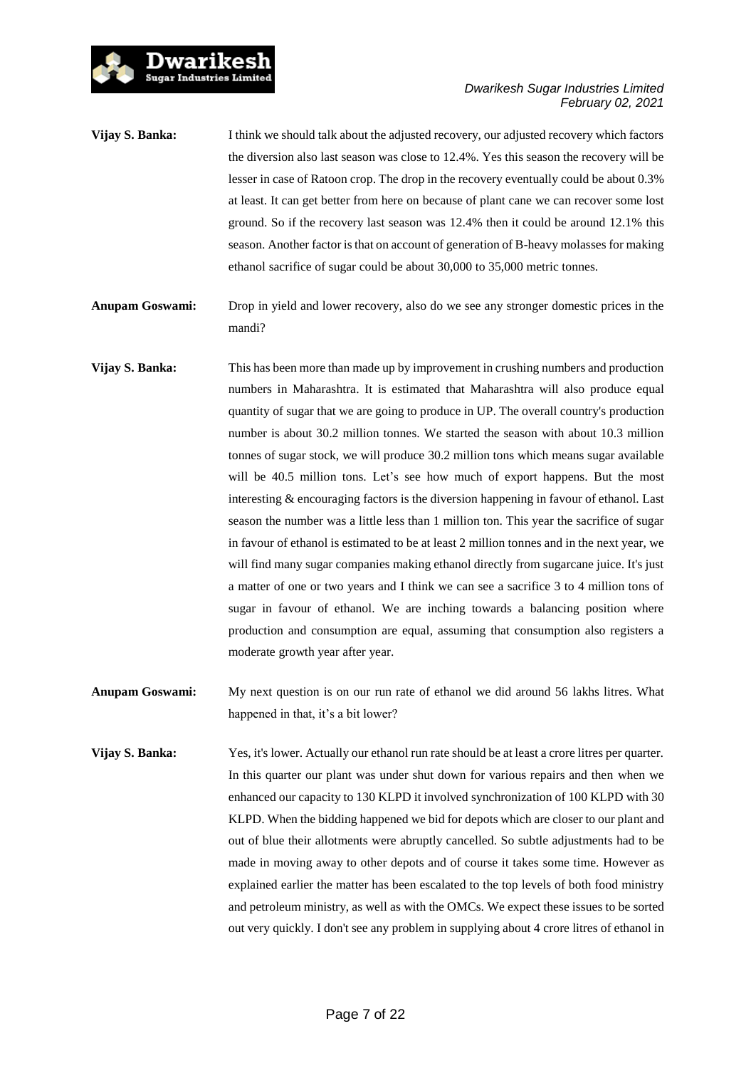**Vijay S. Banka:** I think we should talk about the adjusted recovery, our adjusted recovery which factors the diversion also last season was close to 12.4%. Yes this season the recovery will be lesser in case of Ratoon crop. The drop in the recovery eventually could be about 0.3% at least. It can get better from here on because of plant cane we can recover some lost ground. So if the recovery last season was 12.4% then it could be around 12.1% this season. Another factor is that on account of generation of B-heavy molasses for making ethanol sacrifice of sugar could be about 30,000 to 35,000 metric tonnes.

**Anupam Goswami:** Drop in yield and lower recovery, also do we see any stronger domestic prices in the mandi?

**Vijay S. Banka:** This has been more than made up by improvement in crushing numbers and production numbers in Maharashtra. It is estimated that Maharashtra will also produce equal quantity of sugar that we are going to produce in UP. The overall country's production number is about 30.2 million tonnes. We started the season with about 10.3 million tonnes of sugar stock, we will produce 30.2 million tons which means sugar available will be 40.5 million tons. Let's see how much of export happens. But the most interesting & encouraging factors is the diversion happening in favour of ethanol. Last season the number was a little less than 1 million ton. This year the sacrifice of sugar in favour of ethanol is estimated to be at least 2 million tonnes and in the next year, we will find many sugar companies making ethanol directly from sugarcane juice. It's just a matter of one or two years and I think we can see a sacrifice 3 to 4 million tons of sugar in favour of ethanol. We are inching towards a balancing position where production and consumption are equal, assuming that consumption also registers a moderate growth year after year.

**Anupam Goswami:** My next question is on our run rate of ethanol we did around 56 lakhs litres. What happened in that, it's a bit lower?

**Vijay S. Banka:** Yes, it's lower. Actually our ethanol run rate should be at least a crore litres per quarter. In this quarter our plant was under shut down for various repairs and then when we enhanced our capacity to 130 KLPD it involved synchronization of 100 KLPD with 30 KLPD. When the bidding happened we bid for depots which are closer to our plant and out of blue their allotments were abruptly cancelled. So subtle adjustments had to be made in moving away to other depots and of course it takes some time. However as explained earlier the matter has been escalated to the top levels of both food ministry and petroleum ministry, as well as with the OMCs. We expect these issues to be sorted out very quickly. I don't see any problem in supplying about 4 crore litres of ethanol in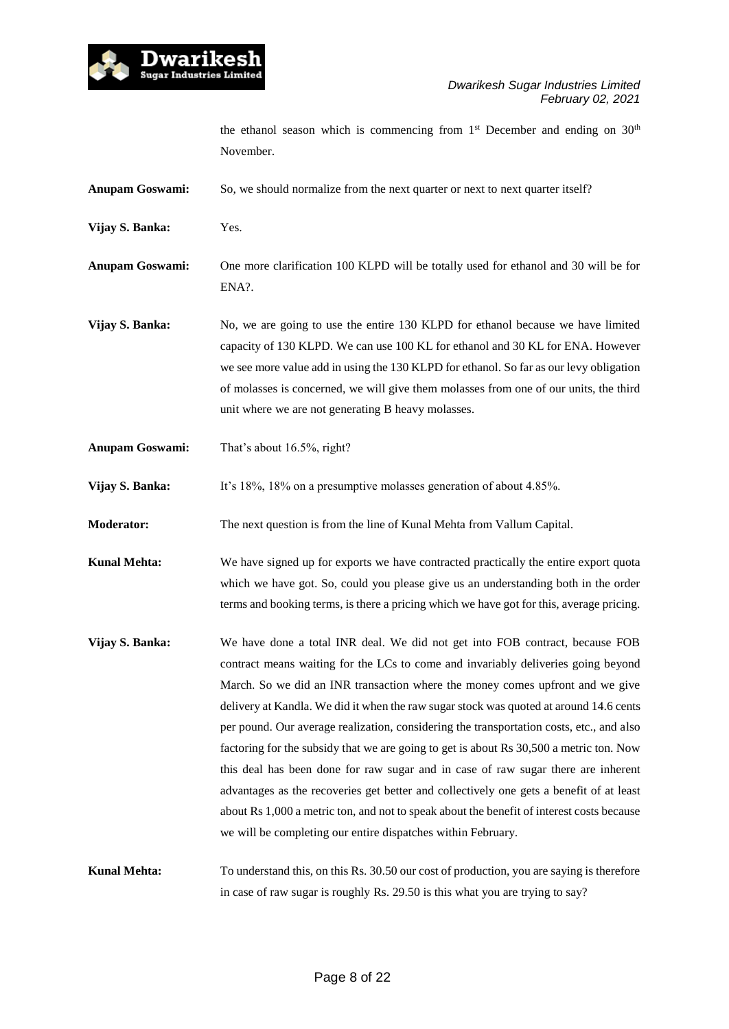the ethanol season which is commencing from 1st December and ending on 30th November.

**Anupam Goswami:** So, we should normalize from the next quarter or next to next quarter itself?

**Vijay S. Banka:** Yes.

**Anupam Goswami:** One more clarification 100 KLPD will be totally used for ethanol and 30 will be for ENA?.

**Vijay S. Banka:** No, we are going to use the entire 130 KLPD for ethanol because we have limited capacity of 130 KLPD. We can use 100 KL for ethanol and 30 KL for ENA. However we see more value add in using the 130 KLPD for ethanol. So far as our levy obligation of molasses is concerned, we will give them molasses from one of our units, the third unit where we are not generating B heavy molasses.

**Anupam Goswami:** That's about 16.5%, right?

**Vijay S. Banka:** It's 18%, 18% on a presumptive molasses generation of about 4.85%.

**Moderator:** The next question is from the line of Kunal Mehta from Vallum Capital.

**Kunal Mehta:** We have signed up for exports we have contracted practically the entire export quota which we have got. So, could you please give us an understanding both in the order terms and booking terms, is there a pricing which we have got for this, average pricing.

**Vijay S. Banka:** We have done a total INR deal. We did not get into FOB contract, because FOB contract means waiting for the LCs to come and invariably deliveries going beyond March. So we did an INR transaction where the money comes upfront and we give delivery at Kandla. We did it when the raw sugar stock was quoted at around 14.6 cents per pound. Our average realization, considering the transportation costs, etc., and also factoring for the subsidy that we are going to get is about Rs 30,500 a metric ton. Now this deal has been done for raw sugar and in case of raw sugar there are inherent advantages as the recoveries get better and collectively one gets a benefit of at least about Rs 1,000 a metric ton, and not to speak about the benefit of interest costs because we will be completing our entire dispatches within February.

**Kunal Mehta:** To understand this, on this Rs. 30.50 our cost of production, you are saying is therefore in case of raw sugar is roughly Rs. 29.50 is this what you are trying to say?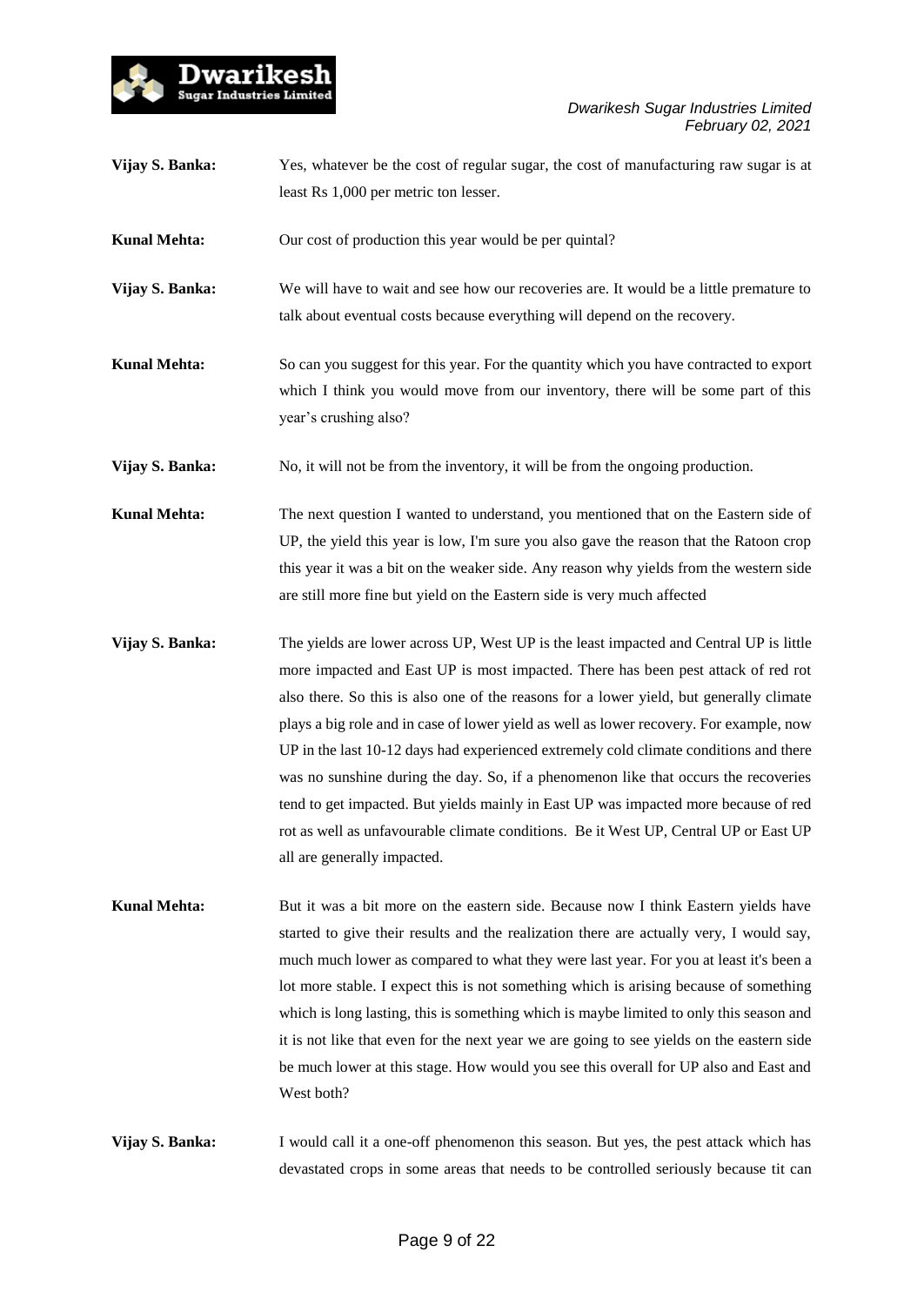**Vijay S. Banka:** Yes, whatever be the cost of regular sugar, the cost of manufacturing raw sugar is at least Rs 1,000 per metric ton lesser.

**Kunal Mehta:** Our cost of production this year would be per quintal?

**Vijay S. Banka:** We will have to wait and see how our recoveries are. It would be a little premature to talk about eventual costs because everything will depend on the recovery.

**Kunal Mehta:** So can you suggest for this year. For the quantity which you have contracted to export which I think you would move from our inventory, there will be some part of this year's crushing also?

**Vijay S. Banka:** No, it will not be from the inventory, it will be from the ongoing production.

**Kunal Mehta:** The next question I wanted to understand, you mentioned that on the Eastern side of UP, the yield this year is low, I'm sure you also gave the reason that the Ratoon crop this year it was a bit on the weaker side. Any reason why yields from the western side are still more fine but yield on the Eastern side is very much affected

**Vijay S. Banka:** The yields are lower across UP, West UP is the least impacted and Central UP is little more impacted and East UP is most impacted. There has been pest attack of red rot also there. So this is also one of the reasons for a lower yield, but generally climate plays a big role and in case of lower yield as well as lower recovery. For example, now UP in the last 10-12 days had experienced extremely cold climate conditions and there was no sunshine during the day. So, if a phenomenon like that occurs the recoveries tend to get impacted. But yields mainly in East UP was impacted more because of red rot as well as unfavourable climate conditions. Be it West UP, Central UP or East UP all are generally impacted.

**Kunal Mehta:** But it was a bit more on the eastern side. Because now I think Eastern yields have started to give their results and the realization there are actually very, I would say, much much lower as compared to what they were last year. For you at least it's been a lot more stable. I expect this is not something which is arising because of something which is long lasting, this is something which is maybe limited to only this season and it is not like that even for the next year we are going to see yields on the eastern side be much lower at this stage. How would you see this overall for UP also and East and West both?

**Vijay S. Banka:** I would call it a one-off phenomenon this season. But yes, the pest attack which has devastated crops in some areas that needs to be controlled seriously because tit can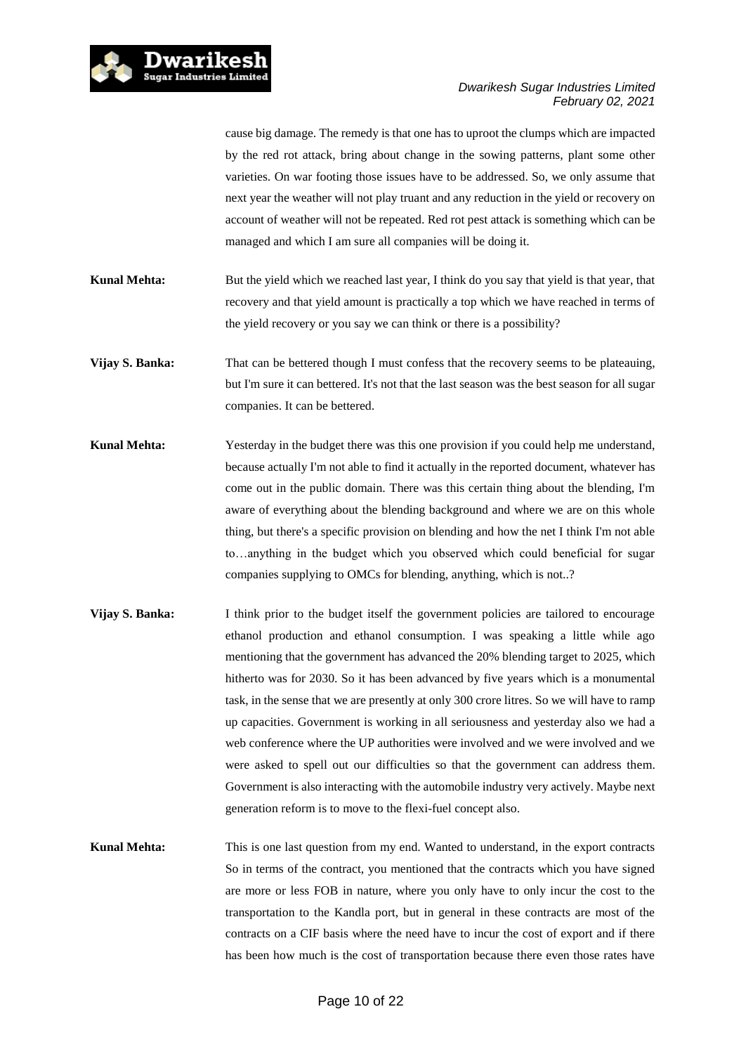cause big damage. The remedy is that one has to uproot the clumps which are impacted by the red rot attack, bring about change in the sowing patterns, plant some other varieties. On war footing those issues have to be addressed. So, we only assume that next year the weather will not play truant and any reduction in the yield or recovery on account of weather will not be repeated. Red rot pest attack is something which can be managed and which I am sure all companies will be doing it.

**Kunal Mehta:** But the yield which we reached last year, I think do you say that yield is that year, that recovery and that yield amount is practically a top which we have reached in terms of the yield recovery or you say we can think or there is a possibility?

**Vijay S. Banka:** That can be bettered though I must confess that the recovery seems to be plateauing, but I'm sure it can bettered. It's not that the last season was the best season for all sugar companies. It can be bettered.

**Kunal Mehta:** Yesterday in the budget there was this one provision if you could help me understand, because actually I'm not able to find it actually in the reported document, whatever has come out in the public domain. There was this certain thing about the blending, I'm aware of everything about the blending background and where we are on this whole thing, but there's a specific provision on blending and how the net I think I'm not able to…anything in the budget which you observed which could beneficial for sugar companies supplying to OMCs for blending, anything, which is not..?

**Vijay S. Banka:** I think prior to the budget itself the government policies are tailored to encourage ethanol production and ethanol consumption. I was speaking a little while ago mentioning that the government has advanced the 20% blending target to 2025, which hitherto was for 2030. So it has been advanced by five years which is a monumental task, in the sense that we are presently at only 300 crore litres. So we will have to ramp up capacities. Government is working in all seriousness and yesterday also we had a web conference where the UP authorities were involved and we were involved and we were asked to spell out our difficulties so that the government can address them. Government is also interacting with the automobile industry very actively. Maybe next generation reform is to move to the flexi-fuel concept also.

**Kunal Mehta:** This is one last question from my end. Wanted to understand, in the export contracts So in terms of the contract, you mentioned that the contracts which you have signed are more or less FOB in nature, where you only have to only incur the cost to the transportation to the Kandla port, but in general in these contracts are most of the contracts on a CIF basis where the need have to incur the cost of export and if there has been how much is the cost of transportation because there even those rates have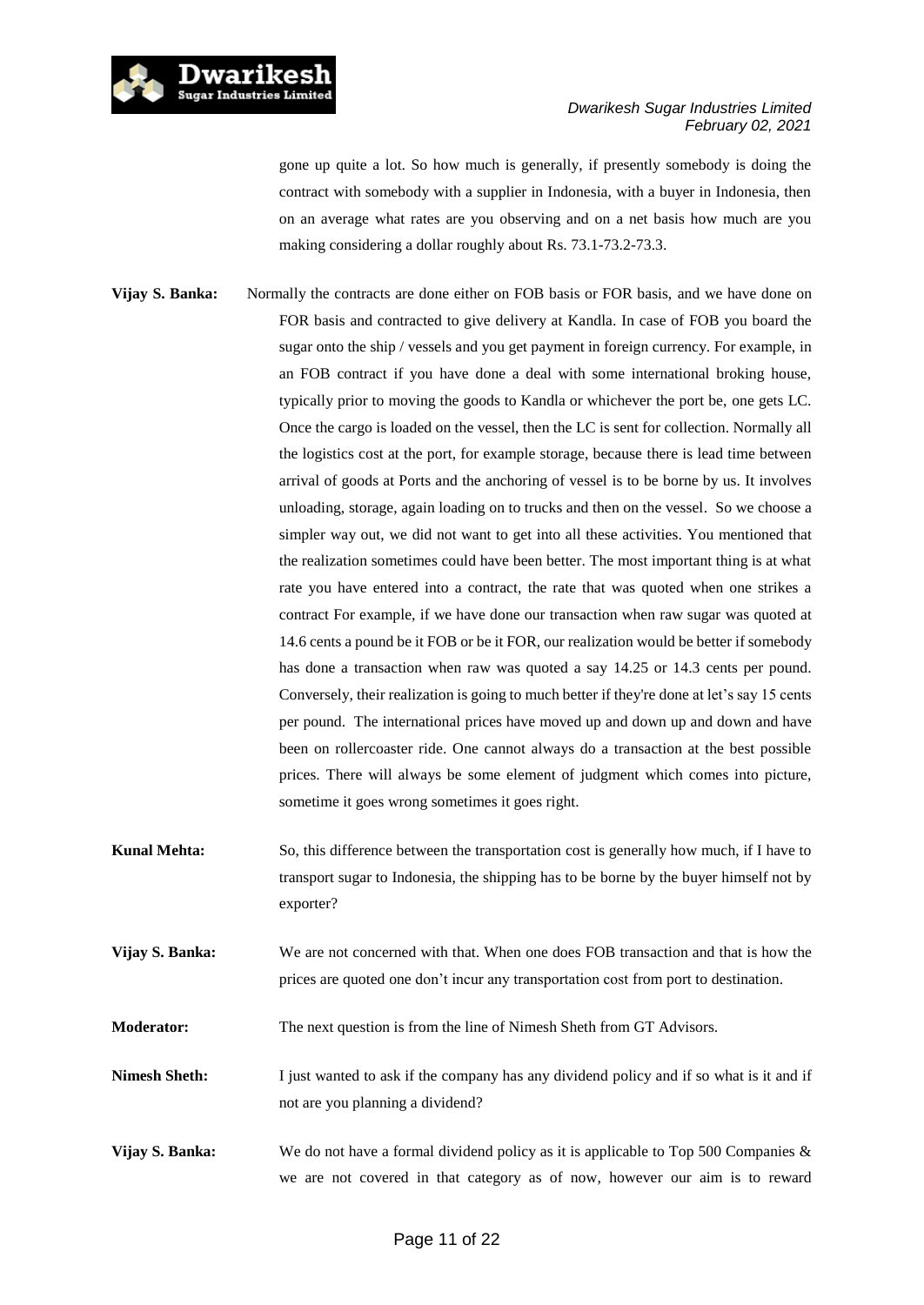gone up quite a lot. So how much is generally, if presently somebody is doing the contract with somebody with a supplier in Indonesia, with a buyer in Indonesia, then on an average what rates are you observing and on a net basis how much are you making considering a dollar roughly about Rs. 73.1-73.2-73.3.

**Vijay S. Banka:** Normally the contracts are done either on FOB basis or FOR basis, and we have done on FOR basis and contracted to give delivery at Kandla. In case of FOB you board the sugar onto the ship / vessels and you get payment in foreign currency. For example, in an FOB contract if you have done a deal with some international broking house, typically prior to moving the goods to Kandla or whichever the port be, one gets LC. Once the cargo is loaded on the vessel, then the LC is sent for collection. Normally all the logistics cost at the port, for example storage, because there is lead time between arrival of goods at Ports and the anchoring of vessel is to be borne by us. It involves unloading, storage, again loading on to trucks and then on the vessel. So we choose a simpler way out, we did not want to get into all these activities. You mentioned that the realization sometimes could have been better. The most important thing is at what rate you have entered into a contract, the rate that was quoted when one strikes a contract For example, if we have done our transaction when raw sugar was quoted at 14.6 cents a pound be it FOB or be it FOR, our realization would be better if somebody has done a transaction when raw was quoted a say 14.25 or 14.3 cents per pound. Conversely, their realization is going to much better if they're done at let's say 15 cents per pound. The international prices have moved up and down up and down and have been on rollercoaster ride. One cannot always do a transaction at the best possible prices. There will always be some element of judgment which comes into picture, sometime it goes wrong sometimes it goes right.

**Kunal Mehta:** So, this difference between the transportation cost is generally how much, if I have to transport sugar to Indonesia, the shipping has to be borne by the buyer himself not by exporter?

**Vijay S. Banka:** We are not concerned with that. When one does FOB transaction and that is how the prices are quoted one don't incur any transportation cost from port to destination.

**Moderator:** The next question is from the line of Nimesh Sheth from GT Advisors.

**Nimesh Sheth:** I just wanted to ask if the company has any dividend policy and if so what is it and if not are you planning a dividend?

**Vijay S. Banka:** We do not have a formal dividend policy as it is applicable to Top 500 Companies & we are not covered in that category as of now, however our aim is to reward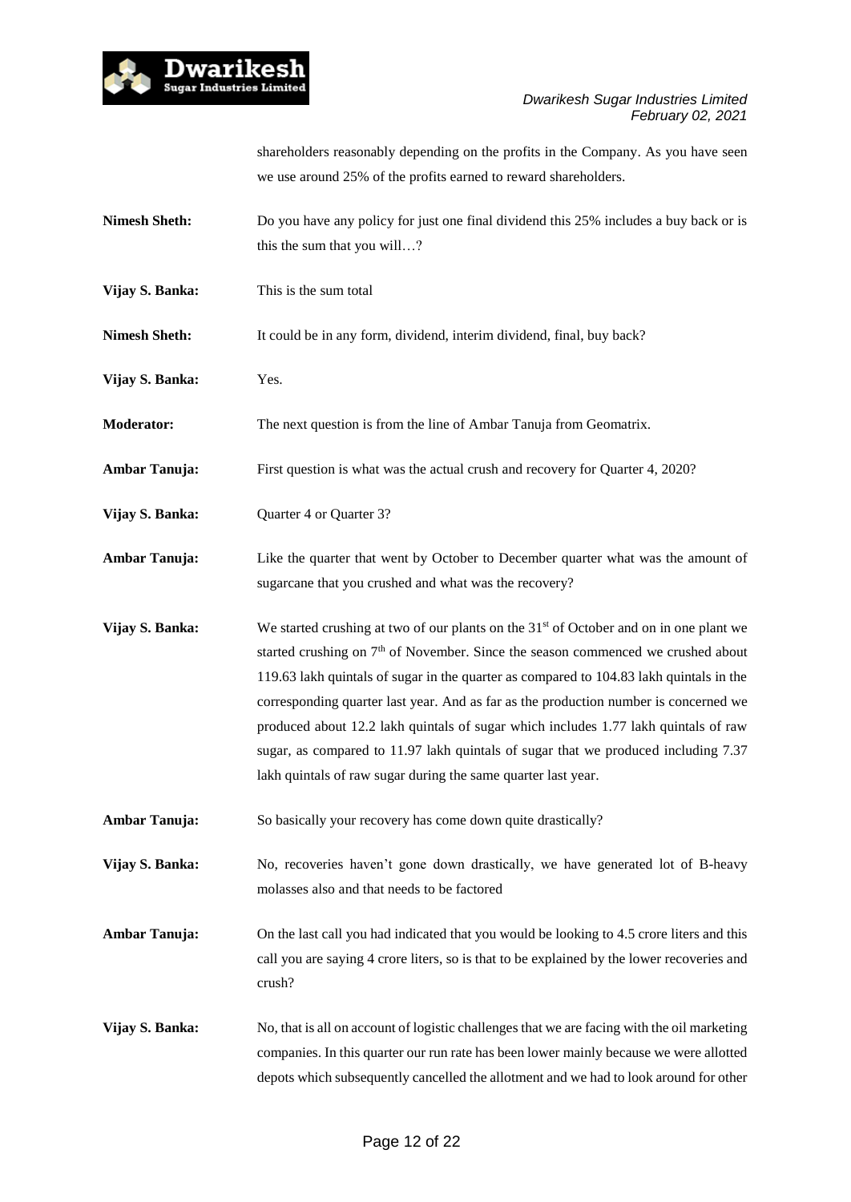shareholders reasonably depending on the profits in the Company. As you have seen we use around 25% of the profits earned to reward shareholders.

**Nimesh Sheth:** Do you have any policy for just one final dividend this 25% includes a buy back or is this the sum that you will…?

**Vijay S. Banka:** This is the sum total

**Nimesh Sheth:** It could be in any form, dividend, interim dividend, final, buy back?

**Vijay S. Banka:** Yes.

**Moderator:** The next question is from the line of Ambar Tanuja from Geomatrix.

**Ambar Tanuja:** First question is what was the actual crush and recovery for Quarter 4, 2020?

**Vijay S. Banka:** Quarter 4 or Quarter 3?

**Ambar Tanuja:** Like the quarter that went by October to December quarter what was the amount of sugarcane that you crushed and what was the recovery?

**Vijay S. Banka:** We started crushing at two of our plants on the 31st of October and on in one plant we started crushing on 7th of November. Since the season commenced we crushed about 119.63 lakh quintals of sugar in the quarter as compared to 104.83 lakh quintals in the corresponding quarter last year. And as far as the production number is concerned we produced about 12.2 lakh quintals of sugar which includes 1.77 lakh quintals of raw sugar, as compared to 11.97 lakh quintals of sugar that we produced including 7.37 lakh quintals of raw sugar during the same quarter last year.

**Ambar Tanuja:** So basically your recovery has come down quite drastically?

**Vijay S. Banka:** No, recoveries haven't gone down drastically, we have generated lot of B-heavy molasses also and that needs to be factored

**Ambar Tanuja:** On the last call you had indicated that you would be looking to 4.5 crore liters and this call you are saying 4 crore liters, so is that to be explained by the lower recoveries and crush?

**Vijay S. Banka:** No, that is all on account of logistic challenges that we are facing with the oil marketing companies. In this quarter our run rate has been lower mainly because we were allotted depots which subsequently cancelled the allotment and we had to look around for other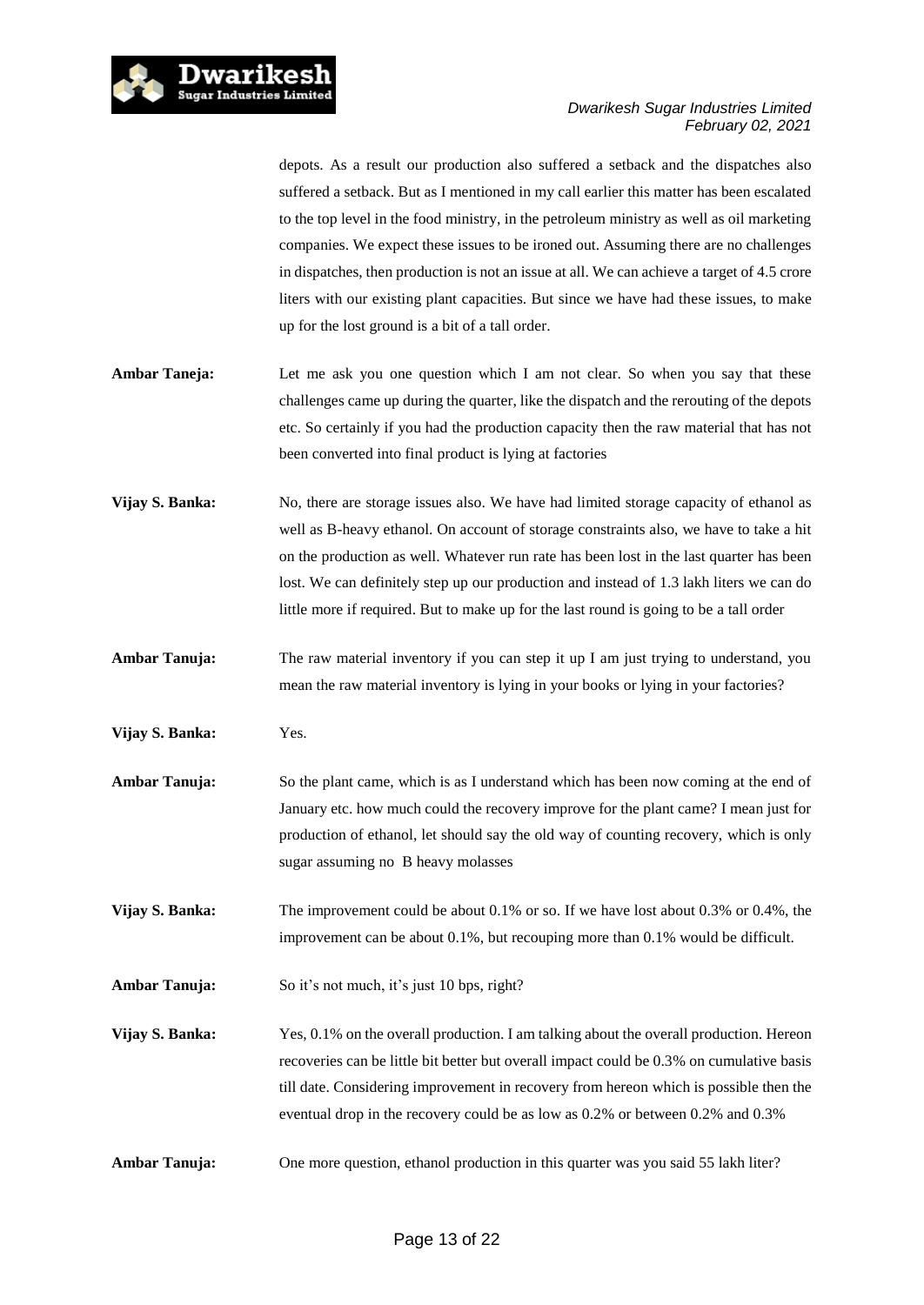depots. As a result our production also suffered a setback and the dispatches also suffered a setback. But as I mentioned in my call earlier this matter has been escalated to the top level in the food ministry, in the petroleum ministry as well as oil marketing companies. We expect these issues to be ironed out. Assuming there are no challenges in dispatches, then production is not an issue at all. We can achieve a target of 4.5 crore liters with our existing plant capacities. But since we have had these issues, to make up for the lost ground is a bit of a tall order.

**Ambar Taneja:** Let me ask you one question which I am not clear. So when you say that these challenges came up during the quarter, like the dispatch and the rerouting of the depots etc. So certainly if you had the production capacity then the raw material that has not been converted into final product is lying at factories

**Vijay S. Banka:** No, there are storage issues also. We have had limited storage capacity of ethanol as well as B-heavy ethanol. On account of storage constraints also, we have to take a hit on the production as well. Whatever run rate has been lost in the last quarter has been lost. We can definitely step up our production and instead of 1.3 lakh liters we can do little more if required. But to make up for the last round is going to be a tall order

**Ambar Tanuja:** The raw material inventory if you can step it up I am just trying to understand, you mean the raw material inventory is lying in your books or lying in your factories?

**Vijay S. Banka:** Yes.

**Ambar Tanuja:** So the plant came, which is as I understand which has been now coming at the end of January etc. how much could the recovery improve for the plant came? I mean just for production of ethanol, let should say the old way of counting recovery, which is only sugar assuming no B heavy molasses

**Vijay S. Banka:** The improvement could be about 0.1% or so. If we have lost about 0.3% or 0.4%, the improvement can be about 0.1%, but recouping more than 0.1% would be difficult.

**Ambar Tanuja:** So it's not much, it's just 10 bps, right?

**Vijay S. Banka:** Yes, 0.1% on the overall production. I am talking about the overall production. Hereon recoveries can be little bit better but overall impact could be 0.3% on cumulative basis till date. Considering improvement in recovery from hereon which is possible then the eventual drop in the recovery could be as low as 0.2% or between 0.2% and 0.3%

**Ambar Tanuja:** One more question, ethanol production in this quarter was you said 55 lakh liter?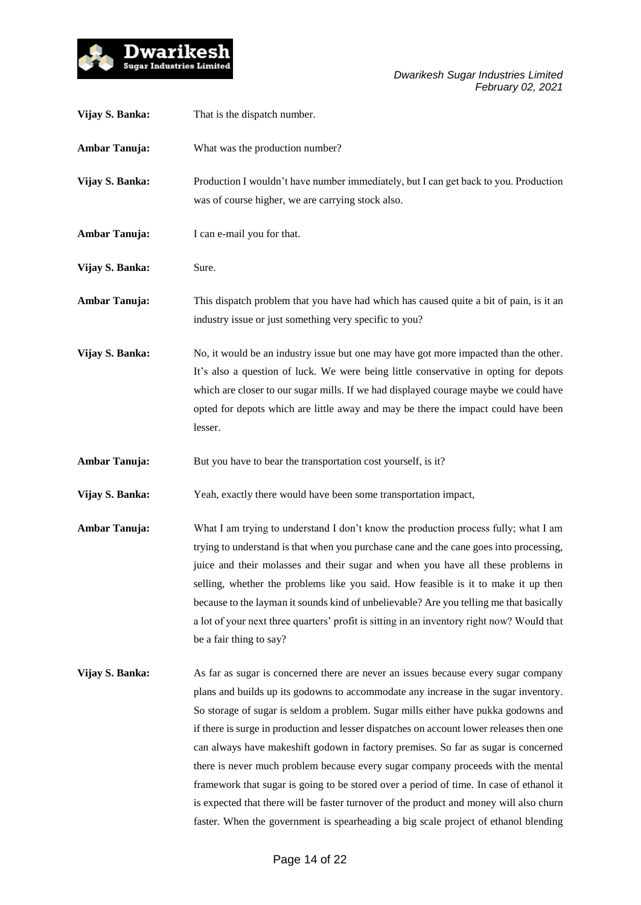**Vijay S. Banka:** That is the dispatch number.

**Ambar Tanuja:** What was the production number?

**Vijay S. Banka:** Production I wouldn't have number immediately, but I can get back to you. Production was of course higher, we are carrying stock also.

**Ambar Tanuja:** I can e-mail you for that.

**Vijay S. Banka:** Sure.

**Ambar Tanuja:** This dispatch problem that you have had which has caused quite a bit of pain, is it an industry issue or just something very specific to you?

**Vijay S. Banka:** No, it would be an industry issue but one may have got more impacted than the other. It's also a question of luck. We were being little conservative in opting for depots which are closer to our sugar mills. If we had displayed courage maybe we could have opted for depots which are little away and may be there the impact could have been lesser.

**Ambar Tanuja:** But you have to bear the transportation cost yourself, is it?

**Vijay S. Banka:** Yeah, exactly there would have been some transportation impact,

**Ambar Tanuja:** What I am trying to understand I don't know the production process fully; what I am trying to understand is that when you purchase cane and the cane goes into processing, juice and their molasses and their sugar and when you have all these problems in selling, whether the problems like you said. How feasible is it to make it up then because to the layman it sounds kind of unbelievable? Are you telling me that basically a lot of your next three quarters' profit is sitting in an inventory right now? Would that be a fair thing to say?

**Vijay S. Banka:** As far as sugar is concerned there are never an issues because every sugar company plans and builds up its godowns to accommodate any increase in the sugar inventory. So storage of sugar is seldom a problem. Sugar mills either have pukka godowns and if there is surge in production and lesser dispatches on account lower releases then one can always have makeshift godown in factory premises. So far as sugar is concerned there is never much problem because every sugar company proceeds with the mental framework that sugar is going to be stored over a period of time. In case of ethanol it is expected that there will be faster turnover of the product and money will also churn faster. When the government is spearheading a big scale project of ethanol blending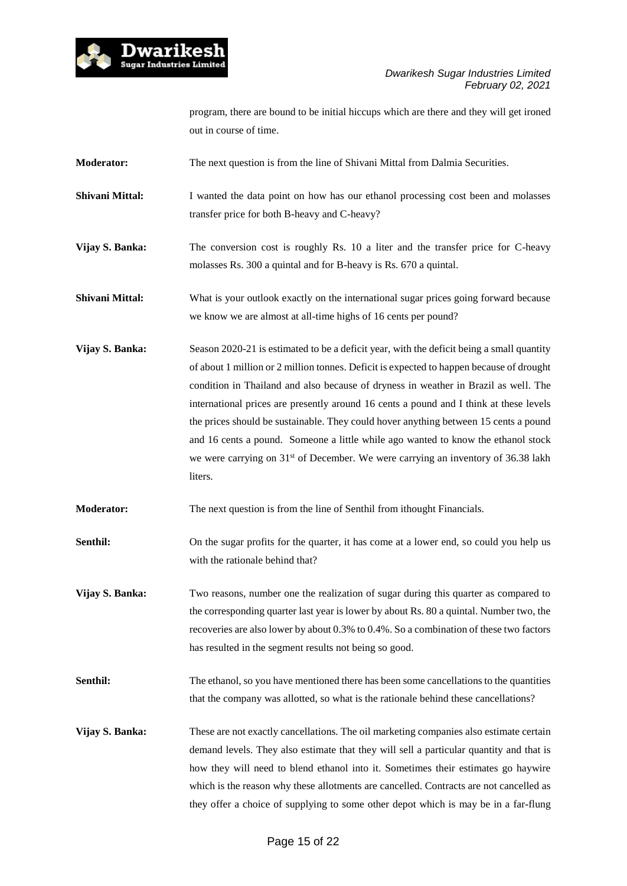program, there are bound to be initial hiccups which are there and they will get ironed out in course of time.

**Moderator:** The next question is from the line of Shivani Mittal from Dalmia Securities.

**Shivani Mittal:** I wanted the data point on how has our ethanol processing cost been and molasses transfer price for both B-heavy and C-heavy?

**Vijay S. Banka:** The conversion cost is roughly Rs. 10 a liter and the transfer price for C-heavy molasses Rs. 300 a quintal and for B-heavy is Rs. 670 a quintal.

**Shivani Mittal:** What is your outlook exactly on the international sugar prices going forward because we know we are almost at all-time highs of 16 cents per pound?

**Vijay S. Banka:** Season 2020-21 is estimated to be a deficit year, with the deficit being a small quantity of about 1 million or 2 million tonnes. Deficit is expected to happen because of drought condition in Thailand and also because of dryness in weather in Brazil as well. The international prices are presently around 16 cents a pound and I think at these levels the prices should be sustainable. They could hover anything between 15 cents a pound and 16 cents a pound. Someone a little while ago wanted to know the ethanol stock we were carrying on 31st of December. We were carrying an inventory of 36.38 lakh liters.

**Moderator:** The next question is from the line of Senthil from ithought Financials.

**Senthil:** On the sugar profits for the quarter, it has come at a lower end, so could you help us with the rationale behind that?

**Vijay S. Banka:** Two reasons, number one the realization of sugar during this quarter as compared to the corresponding quarter last year is lower by about Rs. 80 a quintal. Number two, the recoveries are also lower by about 0.3% to 0.4%. So a combination of these two factors has resulted in the segment results not being so good.

**Senthil:** The ethanol, so you have mentioned there has been some cancellations to the quantities that the company was allotted, so what is the rationale behind these cancellations?

**Vijay S. Banka:** These are not exactly cancellations. The oil marketing companies also estimate certain demand levels. They also estimate that they will sell a particular quantity and that is how they will need to blend ethanol into it. Sometimes their estimates go haywire which is the reason why these allotments are cancelled. Contracts are not cancelled as they offer a choice of supplying to some other depot which is may be in a far-flung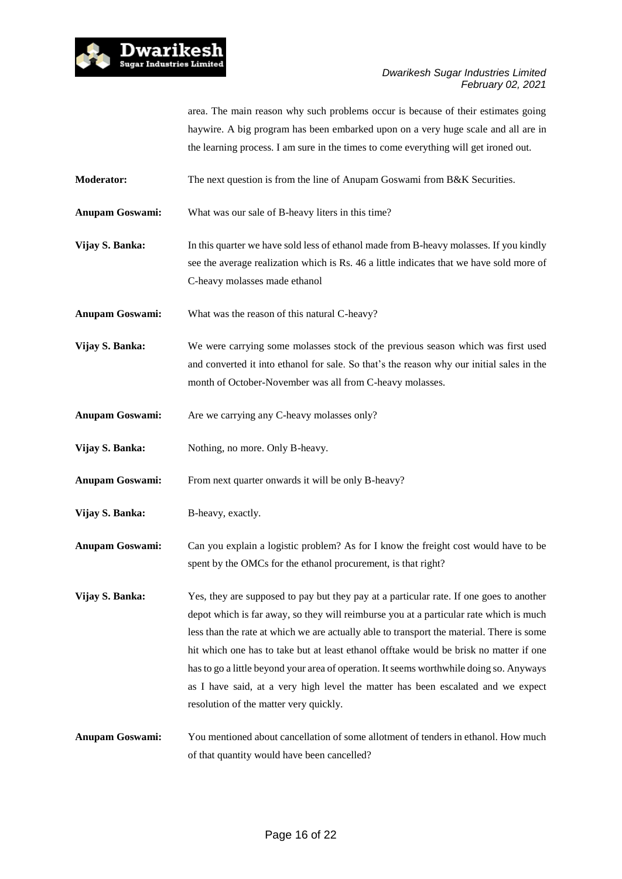area. The main reason why such problems occur is because of their estimates going haywire. A big program has been embarked upon on a very huge scale and all are in the learning process. I am sure in the times to come everything will get ironed out.

**Moderator:** The next question is from the line of Anupam Goswami from B&K Securities.

**Anupam Goswami:** What was our sale of B-heavy liters in this time?

**Vijay S. Banka:** In this quarter we have sold less of ethanol made from B-heavy molasses. If you kindly see the average realization which is Rs. 46 a little indicates that we have sold more of C-heavy molasses made ethanol

**Anupam Goswami:** What was the reason of this natural C-heavy?

**Vijay S. Banka:** We were carrying some molasses stock of the previous season which was first used and converted it into ethanol for sale. So that's the reason why our initial sales in the month of October-November was all from C-heavy molasses.

**Anupam Goswami:** Are we carrying any C-heavy molasses only?

**Vijay S. Banka:** Nothing, no more. Only B-heavy.

**Anupam Goswami:** From next quarter onwards it will be only B-heavy?

**Vijay S. Banka:** B-heavy, exactly.

**Anupam Goswami:** Can you explain a logistic problem? As for I know the freight cost would have to be spent by the OMCs for the ethanol procurement, is that right?

**Vijay S. Banka:** Yes, they are supposed to pay but they pay at a particular rate. If one goes to another depot which is far away, so they will reimburse you at a particular rate which is much less than the rate at which we are actually able to transport the material. There is some hit which one has to take but at least ethanol offtake would be brisk no matter if one has to go a little beyond your area of operation. It seems worthwhile doing so. Anyways as I have said, at a very high level the matter has been escalated and we expect resolution of the matter very quickly.

**Anupam Goswami:** You mentioned about cancellation of some allotment of tenders in ethanol. How much of that quantity would have been cancelled?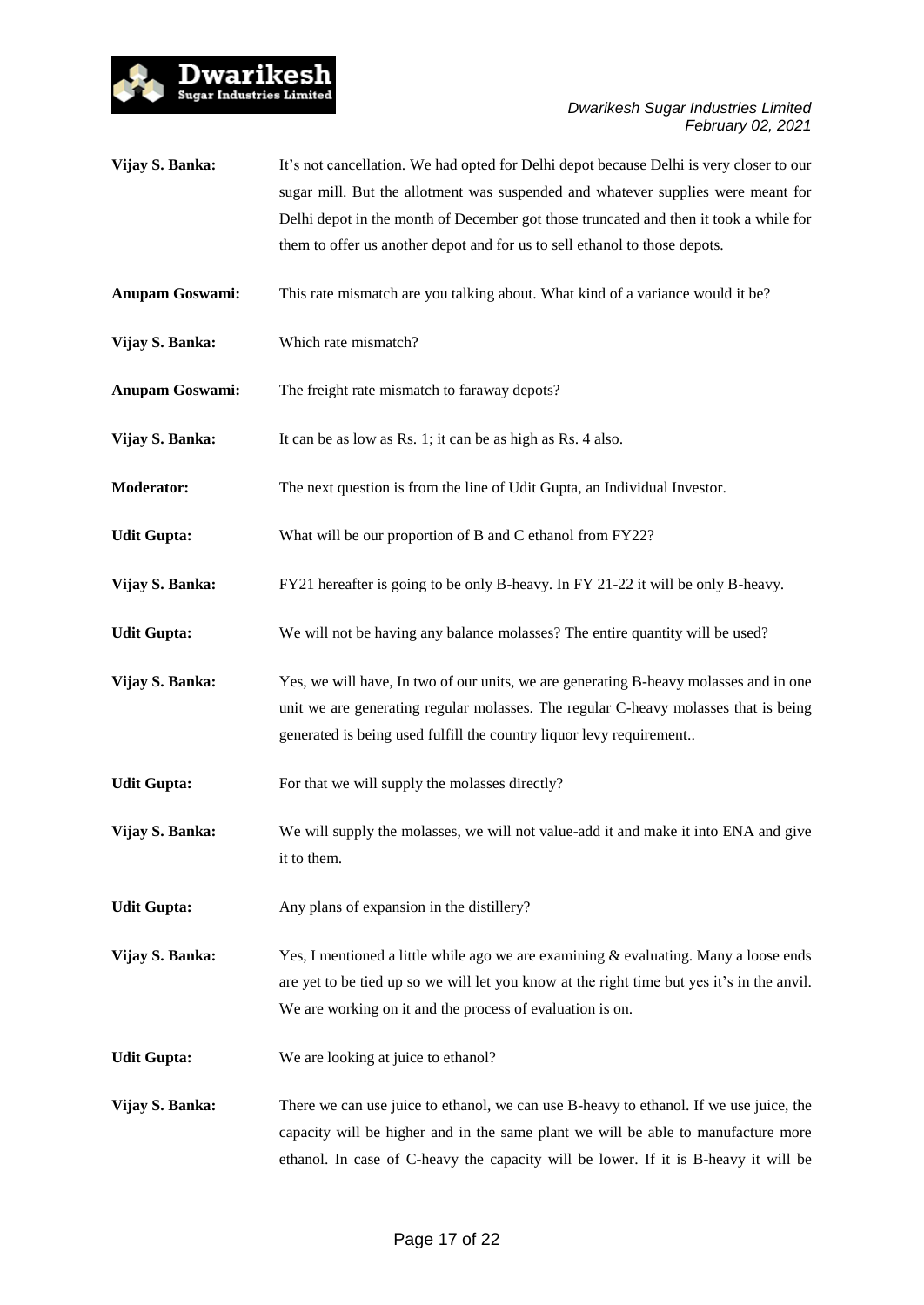**Vijay S. Banka:** It's not cancellation. We had opted for Delhi depot because Delhi is very closer to our sugar mill. But the allotment was suspended and whatever supplies were meant for Delhi depot in the month of December got those truncated and then it took a while for them to offer us another depot and for us to sell ethanol to those depots.

**Anupam Goswami:** This rate mismatch are you talking about. What kind of a variance would it be?

**Vijay S. Banka:** Which rate mismatch?

**Anupam Goswami:** The freight rate mismatch to faraway depots?

**Vijay S. Banka:** It can be as low as Rs. 1; it can be as high as Rs. 4 also.

**Moderator:** The next question is from the line of Udit Gupta, an Individual Investor.

**Udit Gupta:** What will be our proportion of B and C ethanol from FY22?

**Vijay S. Banka:** FY21 hereafter is going to be only B-heavy. In FY 21-22 it will be only B-heavy.

**Udit Gupta:** We will not be having any balance molasses? The entire quantity will be used?

**Vijay S. Banka:** Yes, we will have, In two of our units, we are generating B-heavy molasses and in one unit we are generating regular molasses. The regular C-heavy molasses that is being generated is being used fulfill the country liquor levy requirement..

**Udit Gupta:** For that we will supply the molasses directly?

**Vijay S. Banka:** We will supply the molasses, we will not value-add it and make it into ENA and give it to them.

**Udit Gupta:** Any plans of expansion in the distillery?

**Vijay S. Banka:** Yes, I mentioned a little while ago we are examining & evaluating. Many a loose ends are yet to be tied up so we will let you know at the right time but yes it's in the anvil. We are working on it and the process of evaluation is on.

**Udit Gupta:** We are looking at juice to ethanol?

**Vijay S. Banka:** There we can use juice to ethanol, we can use B-heavy to ethanol. If we use juice, the capacity will be higher and in the same plant we will be able to manufacture more ethanol. In case of C-heavy the capacity will be lower. If it is B-heavy it will be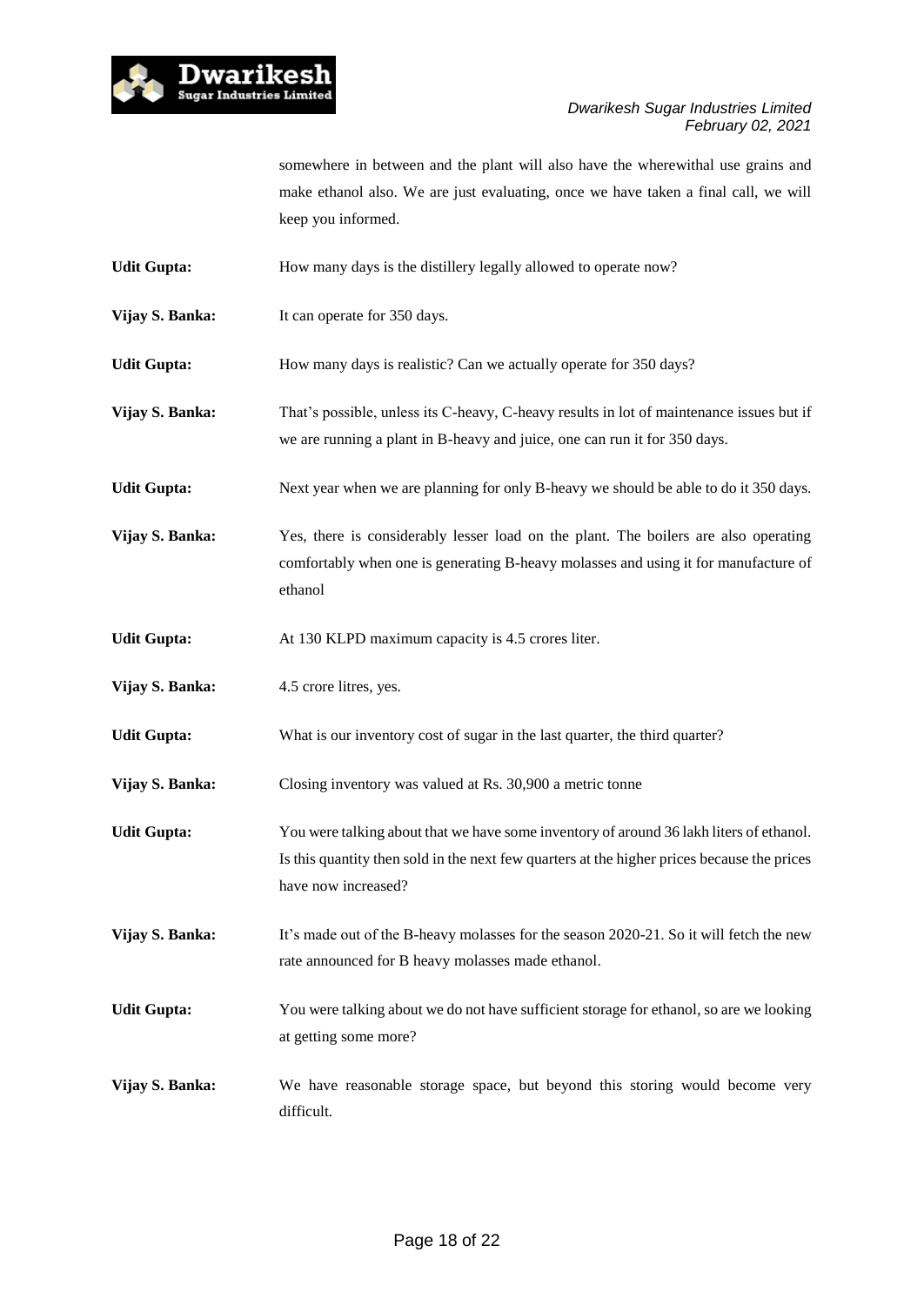somewhere in between and the plant will also have the wherewithal use grains and make ethanol also. We are just evaluating, once we have taken a final call, we will keep you informed.

**Udit Gupta:** How many days is the distillery legally allowed to operate now?

**Vijay S. Banka:** It can operate for 350 days.

**Udit Gupta:** How many days is realistic? Can we actually operate for 350 days?

**Vijay S. Banka:** That's possible, unless its C-heavy, C-heavy results in lot of maintenance issues but if we are running a plant in B-heavy and juice, one can run it for 350 days.

**Udit Gupta:** Next year when we are planning for only B-heavy we should be able to do it 350 days.

**Vijay S. Banka:** Yes, there is considerably lesser load on the plant. The boilers are also operating comfortably when one is generating B-heavy molasses and using it for manufacture of ethanol

**Udit Gupta:** At 130 KLPD maximum capacity is 4.5 crores liter.

**Vijay S. Banka:** 4.5 crore litres, yes.

**Udit Gupta:** What is our inventory cost of sugar in the last quarter, the third quarter?

**Vijay S. Banka:** Closing inventory was valued at Rs. 30,900 a metric tonne

**Udit Gupta:** You were talking about that we have some inventory of around 36 lakh liters of ethanol. Is this quantity then sold in the next few quarters at the higher prices because the prices have now increased?

**Vijay S. Banka:** It's made out of the B-heavy molasses for the season 2020-21. So it will fetch the new rate announced for B heavy molasses made ethanol.

**Udit Gupta:** You were talking about we do not have sufficient storage for ethanol, so are we looking at getting some more?

**Vijay S. Banka:** We have reasonable storage space, but beyond this storing would become very difficult.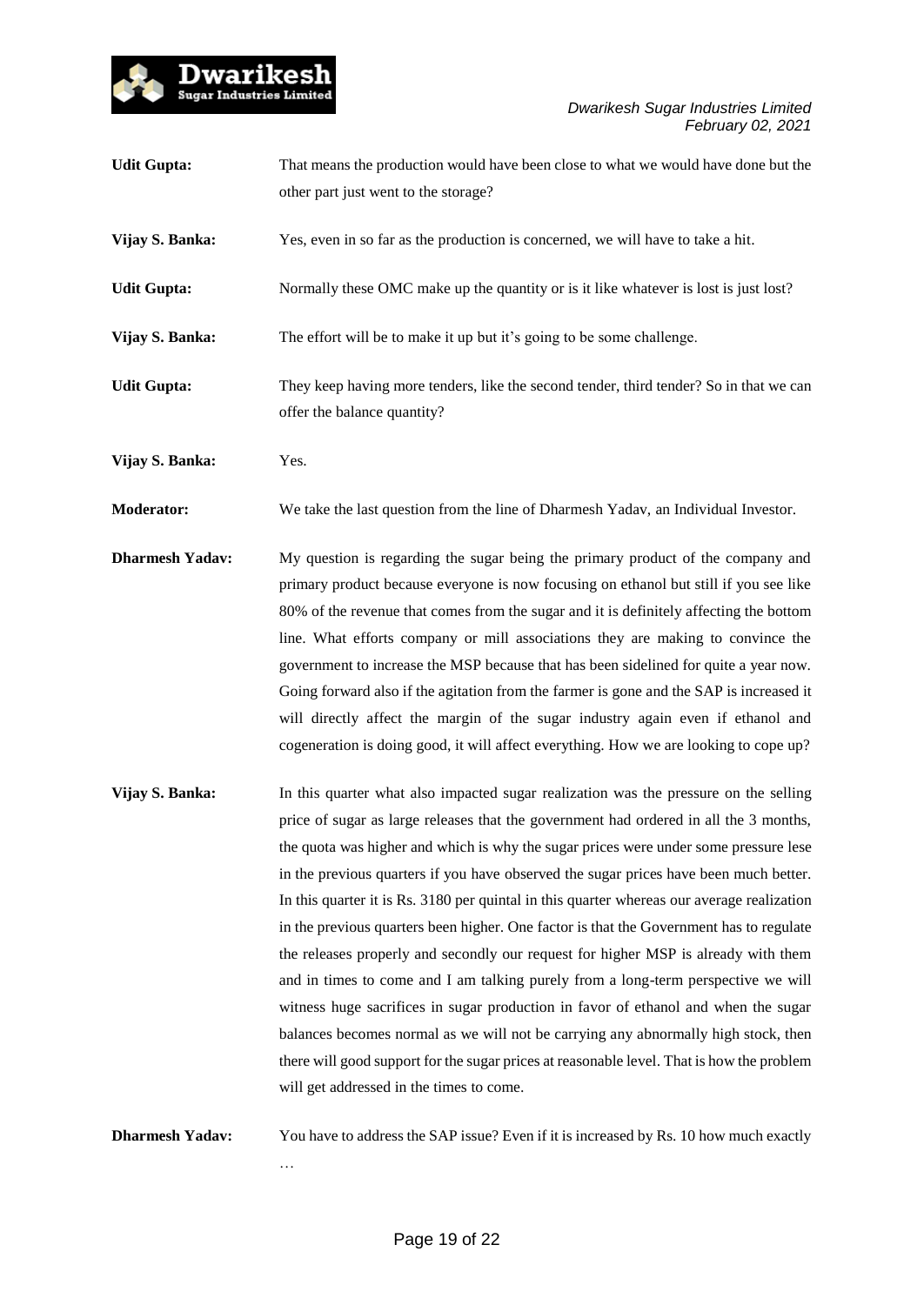**Udit Gupta:** That means the production would have been close to what we would have done but the other part just went to the storage?

**Vijay S. Banka:** Yes, even in so far as the production is concerned, we will have to take a hit.

**Udit Gupta:** Normally these OMC make up the quantity or is it like whatever is lost is just lost?

**Vijay S. Banka:** The effort will be to make it up but it's going to be some challenge.

**Udit Gupta:** They keep having more tenders, like the second tender, third tender? So in that we can offer the balance quantity?

**Vijay S. Banka:** Yes.

**Moderator:** We take the last question from the line of Dharmesh Yadav, an Individual Investor.

**Dharmesh Yadav:** My question is regarding the sugar being the primary product of the company and primary product because everyone is now focusing on ethanol but still if you see like 80% of the revenue that comes from the sugar and it is definitely affecting the bottom line. What efforts company or mill associations they are making to convince the government to increase the MSP because that has been sidelined for quite a year now. Going forward also if the agitation from the farmer is gone and the SAP is increased it will directly affect the margin of the sugar industry again even if ethanol and cogeneration is doing good, it will affect everything. How we are looking to cope up?

**Vijay S. Banka:** In this quarter what also impacted sugar realization was the pressure on the selling price of sugar as large releases that the government had ordered in all the 3 months, the quota was higher and which is why the sugar prices were under some pressure lese in the previous quarters if you have observed the sugar prices have been much better. In this quarter it is Rs. 3180 per quintal in this quarter whereas our average realization in the previous quarters been higher. One factor is that the Government has to regulate the releases properly and secondly our request for higher MSP is already with them and in times to come and I am talking purely from a long-term perspective we will witness huge sacrifices in sugar production in favor of ethanol and when the sugar balances becomes normal as we will not be carrying any abnormally high stock, then there will good support for the sugar prices at reasonable level. That is how the problem will get addressed in the times to come.

**Dharmesh Yadav:** You have to address the SAP issue? Even if it is increased by Rs. 10 how much exactly …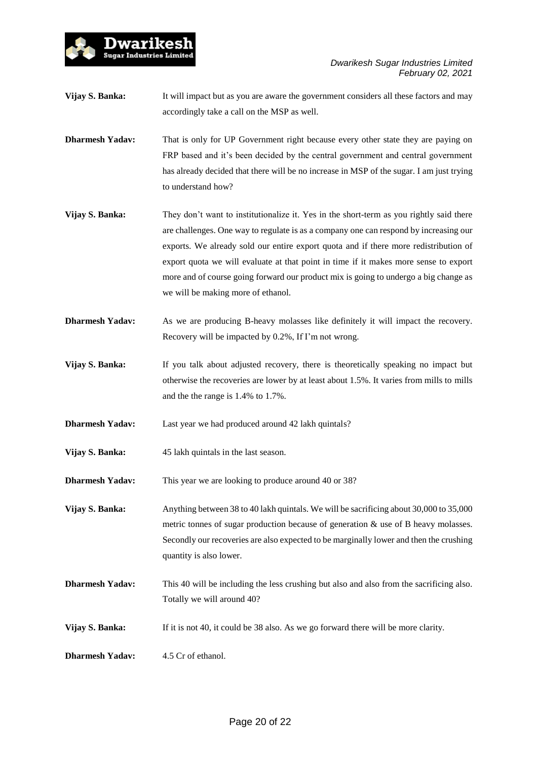**Vijay S. Banka:** It will impact but as you are aware the government considers all these factors and may accordingly take a call on the MSP as well.

**Dharmesh Yadav:** That is only for UP Government right because every other state they are paying on FRP based and it's been decided by the central government and central government has already decided that there will be no increase in MSP of the sugar. I am just trying to understand how?

**Vijay S. Banka:** They don't want to institutionalize it. Yes in the short-term as you rightly said there are challenges. One way to regulate is as a company one can respond by increasing our exports. We already sold our entire export quota and if there more redistribution of export quota we will evaluate at that point in time if it makes more sense to export more and of course going forward our product mix is going to undergo a big change as we will be making more of ethanol.

**Dharmesh Yadav:** As we are producing B-heavy molasses like definitely it will impact the recovery. Recovery will be impacted by 0.2%, If I'm not wrong.

**Vijay S. Banka:** If you talk about adjusted recovery, there is theoretically speaking no impact but otherwise the recoveries are lower by at least about 1.5%. It varies from mills to mills and the the range is 1.4% to 1.7%.

**Dharmesh Yadav:** Last year we had produced around 42 lakh quintals?

**Vijay S. Banka:** 45 lakh quintals in the last season.

**Dharmesh Yadav:** This year we are looking to produce around 40 or 38?

**Vijay S. Banka:** Anything between 38 to 40 lakh quintals. We will be sacrificing about 30,000 to 35,000 metric tonnes of sugar production because of generation & use of B heavy molasses. Secondly our recoveries are also expected to be marginally lower and then the crushing quantity is also lower.

**Dharmesh Yadav:** This 40 will be including the less crushing but also and also from the sacrificing also. Totally we will around 40?

**Vijay S. Banka:** If it is not 40, it could be 38 also. As we go forward there will be more clarity.

**Dharmesh Yadav:** 4.5 Cr of ethanol.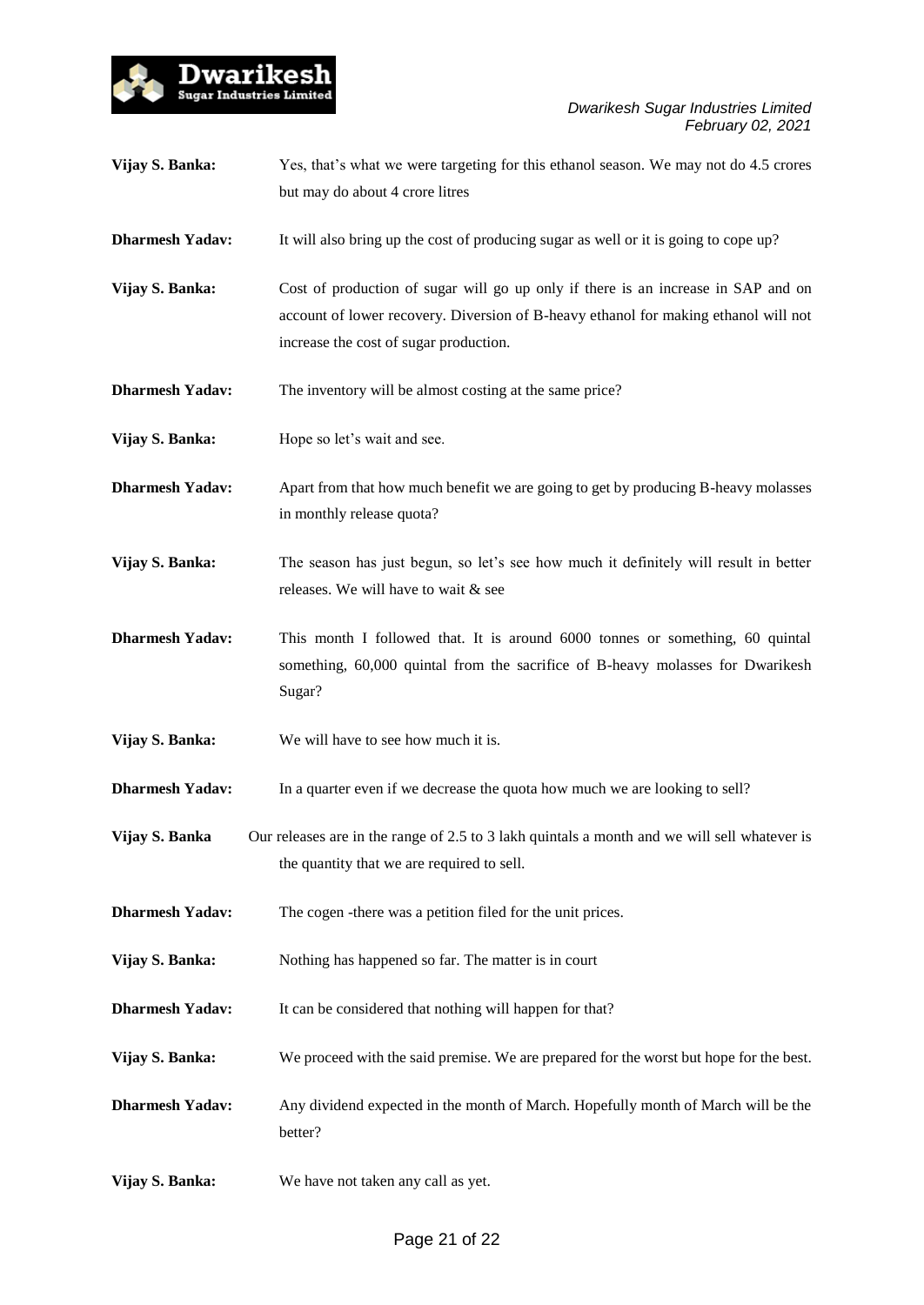**Vijay S. Banka:** Yes, that's what we were targeting for this ethanol season. We may not do 4.5 crores but may do about 4 crore litres

**Dharmesh Yadav:** It will also bring up the cost of producing sugar as well or it is going to cope up?

**Vijay S. Banka:** Cost of production of sugar will go up only if there is an increase in SAP and on account of lower recovery. Diversion of B-heavy ethanol for making ethanol will not increase the cost of sugar production.

**Dharmesh Yadav:** The inventory will be almost costing at the same price?

**Vijay S. Banka:** Hope so let's wait and see.

**Dharmesh Yadav:** Apart from that how much benefit we are going to get by producing B-heavy molasses in monthly release quota?

**Vijay S. Banka:** The season has just begun, so let's see how much it definitely will result in better releases. We will have to wait & see

**Dharmesh Yadav:** This month I followed that. It is around 6000 tonnes or something, 60 quintal something, 60,000 quintal from the sacrifice of B-heavy molasses for Dwarikesh Sugar?

**Vijay S. Banka:** We will have to see how much it is.

**Dharmesh Yadav:** In a quarter even if we decrease the quota how much we are looking to sell?

**Vijay S. Banka** Our releases are in the range of 2.5 to 3 lakh quintals a month and we will sell whatever is the quantity that we are required to sell.

**Dharmesh Yadav:** The cogen -there was a petition filed for the unit prices.

**Vijay S. Banka:** Nothing has happened so far. The matter is in court

**Dharmesh Yadav:** It can be considered that nothing will happen for that?

**Vijay S. Banka:** We proceed with the said premise. We are prepared for the worst but hope for the best.

**Dharmesh Yadav:** Any dividend expected in the month of March. Hopefully month of March will be the better?

**Vijay S. Banka:** We have not taken any call as yet.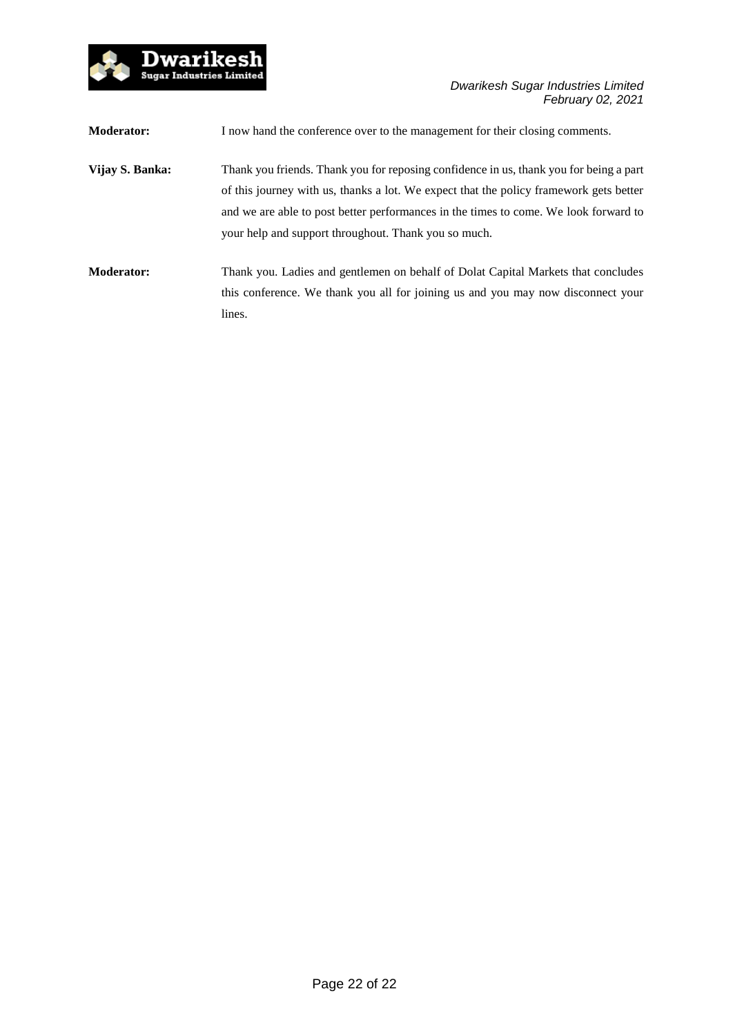**Moderator:** I now hand the conference over to the management for their closing comments.

**Vijay S. Banka:** Thank you friends. Thank you for reposing confidence in us, thank you for being a part of this journey with us, thanks a lot. We expect that the policy framework gets better and we are able to post better performances in the times to come. We look forward to your help and support throughout. Thank you so much.

**Moderator:** Thank you. Ladies and gentlemen on behalf of Dolat Capital Markets that concludes this conference. We thank you all for joining us and you may now disconnect your lines.